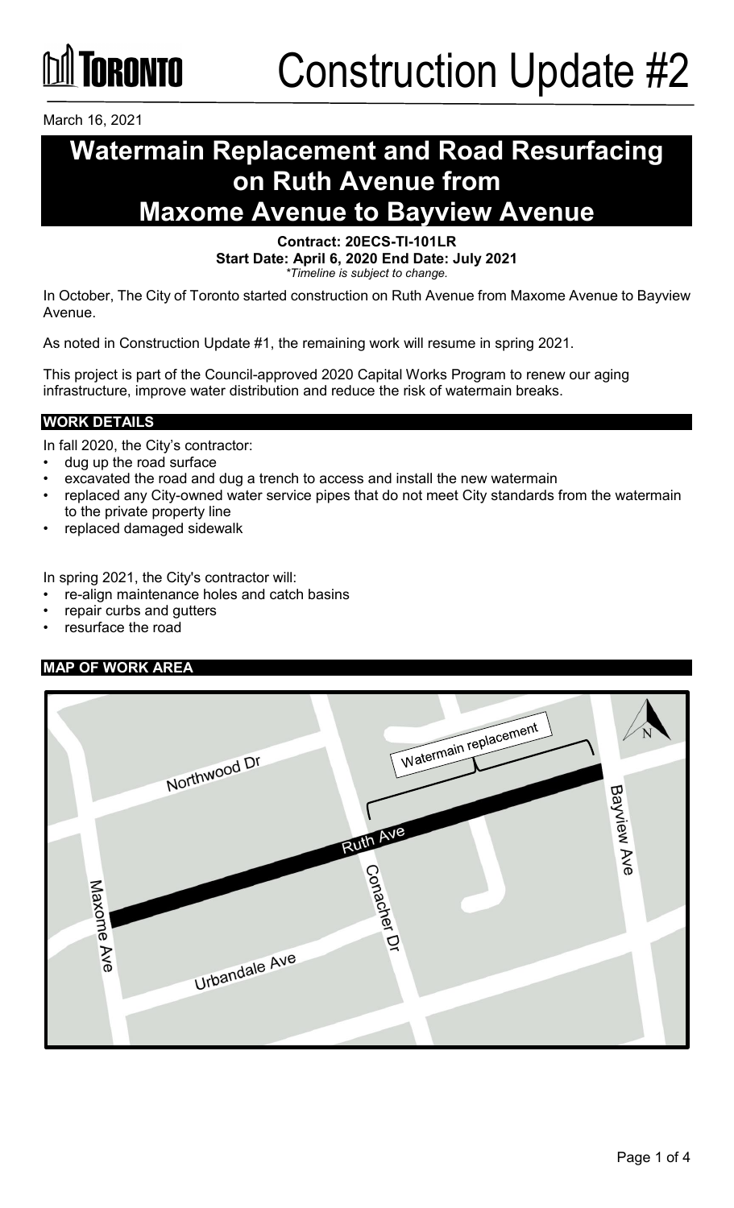# Construction Update #2

March 16, 2021

## Watermain Replacement and Road Resurfacing on Ruth Avenue from Maxome Avenue to Bayview Avenue

**Contract: 20ECS-TI-101LR**
**Start Date: April 6, 2020 End Date: July 2021**
*\*Timeline is subject to change.*

In October, The City of Toronto started construction on Ruth Avenue from Maxome Avenue to Bayview Avenue.

As noted in Construction Update #1, the remaining work will resume in spring 2021.

This project is part of the Council-approved 2020 Capital Works Program to renew our aging infrastructure, improve water distribution and reduce the risk of watermain breaks.

### WORK DETAILS

In fall 2020, the City's contractor:

- dug up the road surface
- excavated the road and dug a trench to access and install the new watermain
- replaced any City-owned water service pipes that do not meet City standards from the watermain to the private property line
- replaced damaged sidewalk

In spring 2021, the City's contractor will:

- re-align maintenance holes and catch basins
- repair curbs and gutters
- resurface the road

### MAP OF WORK AREA

Watermain replacement

Northwood Dr

Ruth Ave

Bayview Ave

Conacher Dr

Maxome Ave

Urbandale Ave

N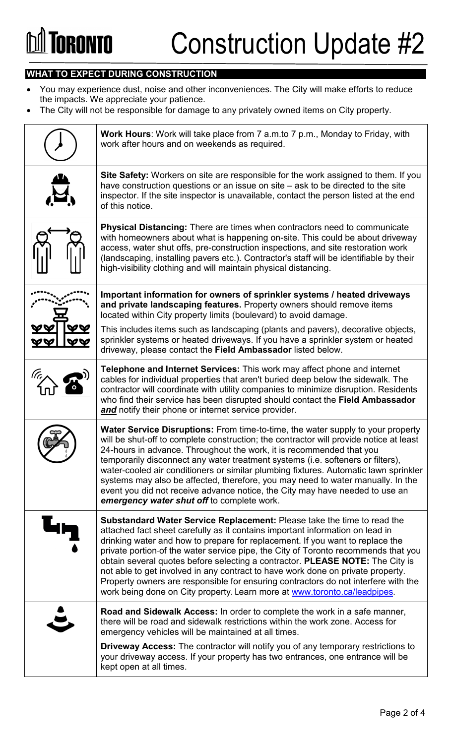# Construction Update #2

## WHAT TO EXPECT DURING CONSTRUCTION

- You may experience dust, noise and other inconveniences. The City will make efforts to reduce the impacts. We appreciate your patience.
- The City will not be responsible for damage to any privately owned items on City property.

**Work Hours**: Work will take place from 7 a.m.to 7 p.m., Monday to Friday, with work after hours and on weekends as required.

**Site Safety:** Workers on site are responsible for the work assigned to them. If you have construction questions or an issue on site – ask to be directed to the site inspector. If the site inspector is unavailable, contact the person listed at the end of this notice.

**Physical Distancing:** There are times when contractors need to communicate with homeowners about what is happening on-site. This could be about driveway access, water shut offs, pre-construction inspections, and site restoration work (landscaping, installing pavers etc.). Contractor's staff will be identifiable by their high-visibility clothing and will maintain physical distancing.

**Important information for owners of sprinkler systems / heated driveways and private landscaping features.** Property owners should remove items located within City property limits (boulevard) to avoid damage.

This includes items such as landscaping (plants and pavers), decorative objects, sprinkler systems or heated driveways. If you have a sprinkler system or heated driveway, please contact the **Field Ambassador** listed below.

**Telephone and Internet Services:** This work may affect phone and internet cables for individual properties that aren't buried deep below the sidewalk. The contractor will coordinate with utility companies to minimize disruption. Residents who find their service has been disrupted should contact the **Field Ambassador** ***and*** notify their phone or internet service provider.

**Water Service Disruptions:** From time-to-time, the water supply to your property will be shut-off to complete construction; the contractor will provide notice at least 24-hours in advance. Throughout the work, it is recommended that you temporarily disconnect any water treatment systems (i.e. softeners or filters), water-cooled air conditioners or similar plumbing fixtures. Automatic lawn sprinkler systems may also be affected, therefore, you may need to water manually. In the event you did not receive advance notice, the City may have needed to use an ***emergency water shut off*** to complete work.

**Substandard Water Service Replacement:** Please take the time to read the attached fact sheet carefully as it contains important information on lead in drinking water and how to prepare for replacement. If you want to replace the private portion of the water service pipe, the City of Toronto recommends that you obtain several quotes before selecting a contractor. **PLEASE NOTE:** The City is not able to get involved in any contract to have work done on private property. Property owners are responsible for ensuring contractors do not interfere with the work being done on City property. Learn more at www.toronto.ca/leadpipes.

**Road and Sidewalk Access:** In order to complete the work in a safe manner, there will be road and sidewalk restrictions within the work zone. Access for emergency vehicles will be maintained at all times.

**Driveway Access:** The contractor will notify you of any temporary restrictions to your driveway access. If your property has two entrances, one entrance will be kept open at all times.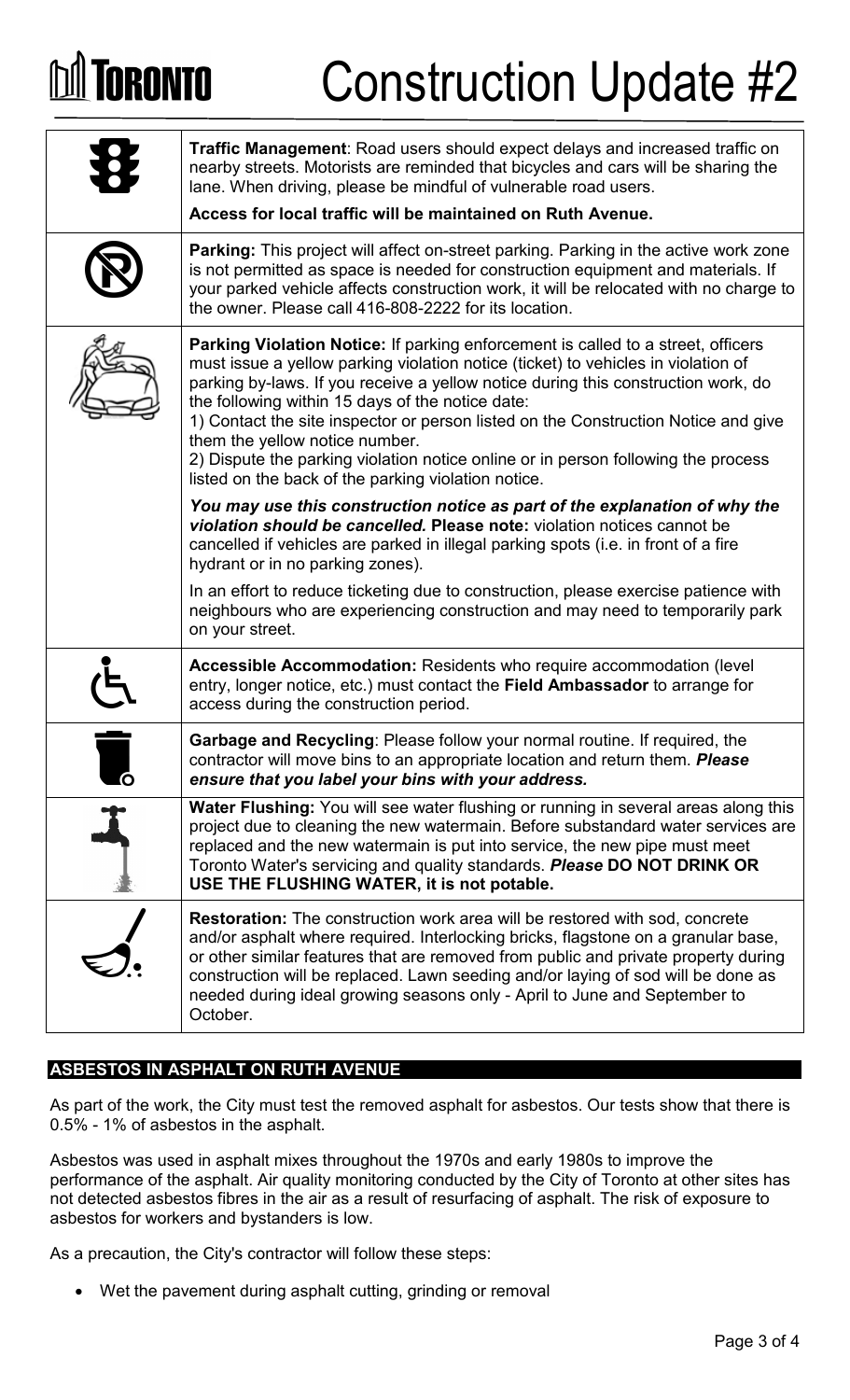# Construction Update #2

| | |
|---|---|
| | **Traffic Management**: Road users should expect delays and increased traffic on nearby streets. Motorists are reminded that bicycles and cars will be sharing the lane. When driving, please be mindful of vulnerable road users.<br><br>**Access for local traffic will be maintained on Ruth Avenue.** |
| | **Parking:** This project will affect on-street parking. Parking in the active work zone is not permitted as space is needed for construction equipment and materials. If your parked vehicle affects construction work, it will be relocated with no charge to the owner. Please call 416-808-2222 for its location. |
| | **Parking Violation Notice:** If parking enforcement is called to a street, officers must issue a yellow parking violation notice (ticket) to vehicles in violation of parking by-laws. If you receive a yellow notice during this construction work, do the following within 15 days of the notice date:<br>1) Contact the site inspector or person listed on the Construction Notice and give them the yellow notice number.<br>2) Dispute the parking violation notice online or in person following the process listed on the back of the parking violation notice.<br><br>***You may use this construction notice as part of the explanation of why the violation should be cancelled.*** **Please note:** violation notices cannot be cancelled if vehicles are parked in illegal parking spots (i.e. in front of a fire hydrant or in no parking zones).<br><br>In an effort to reduce ticketing due to construction, please exercise patience with neighbours who are experiencing construction and may need to temporarily park on your street. |
| | **Accessible Accommodation:** Residents who require accommodation (level entry, longer notice, etc.) must contact the **Field Ambassador** to arrange for access during the construction period. |
| | **Garbage and Recycling**: Please follow your normal routine. If required, the contractor will move bins to an appropriate location and return them. ***Please ensure that you label your bins with your address.*** |
| | **Water Flushing:** You will see water flushing or running in several areas along this project due to cleaning the new watermain. Before substandard water services are replaced and the new watermain is put into service, the new pipe must meet Toronto Water's servicing and quality standards. ***Please*** **DO NOT DRINK OR USE THE FLUSHING WATER, it is not potable.** |
| | **Restoration:** The construction work area will be restored with sod, concrete and/or asphalt where required. Interlocking bricks, flagstone on a granular base, or other similar features that are removed from public and private property during construction will be replaced. Lawn seeding and/or laying of sod will be done as needed during ideal growing seasons only - April to June and September to October. |

## ASBESTOS IN ASPHALT ON RUTH AVENUE

As part of the work, the City must test the removed asphalt for asbestos. Our tests show that there is 0.5% - 1% of asbestos in the asphalt.

Asbestos was used in asphalt mixes throughout the 1970s and early 1980s to improve the performance of the asphalt. Air quality monitoring conducted by the City of Toronto at other sites has not detected asbestos fibres in the air as a result of resurfacing of asphalt. The risk of exposure to asbestos for workers and bystanders is low.

As a precaution, the City's contractor will follow these steps:

- Wet the pavement during asphalt cutting, grinding or removal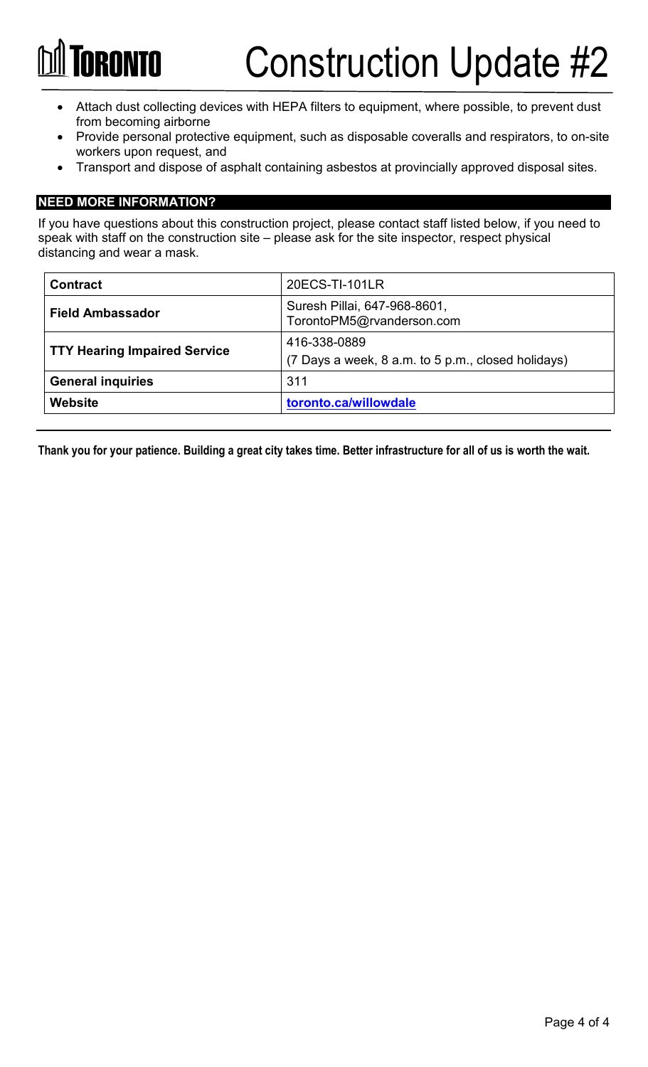- Attach dust collecting devices with HEPA filters to equipment, where possible, to prevent dust from becoming airborne
- Provide personal protective equipment, such as disposable coveralls and respirators, to on-site workers upon request, and
- Transport and dispose of asphalt containing asbestos at provincially approved disposal sites.

## NEED MORE INFORMATION?

If you have questions about this construction project, please contact staff listed below, if you need to speak with staff on the construction site – please ask for the site inspector, respect physical distancing and wear a mask.

| | |
|---|---|
| **Contract** | 20ECS-TI-101LR |
| **Field Ambassador** | Suresh Pillai, 647-968-8601, TorontoPM5@rvanderson.com |
| **TTY Hearing Impaired Service** | 416-338-0889 (7 Days a week, 8 a.m. to 5 p.m., closed holidays) |
| **General inquiries** | 311 |
| **Website** | **toronto.ca/willowdale** |

**Thank you for your patience. Building a great city takes time. Better infrastructure for all of us is worth the wait.**